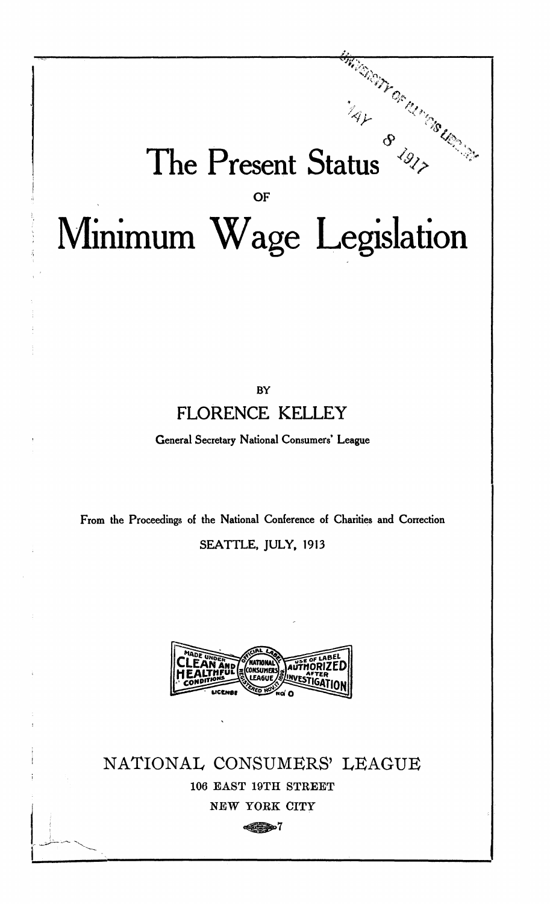# The Present Status

OF

# Minimum Wage Legislation

BY

FLORENCE KELLEY

General Secretary National Consumers' League

From the Proceedings of the National Conference of Charities and Correction

SEATTLE, JULY, 1913

NATIONAL CONSUMERS' LEAGUE

106 EAST 19TH STREET

NEW YORK CITY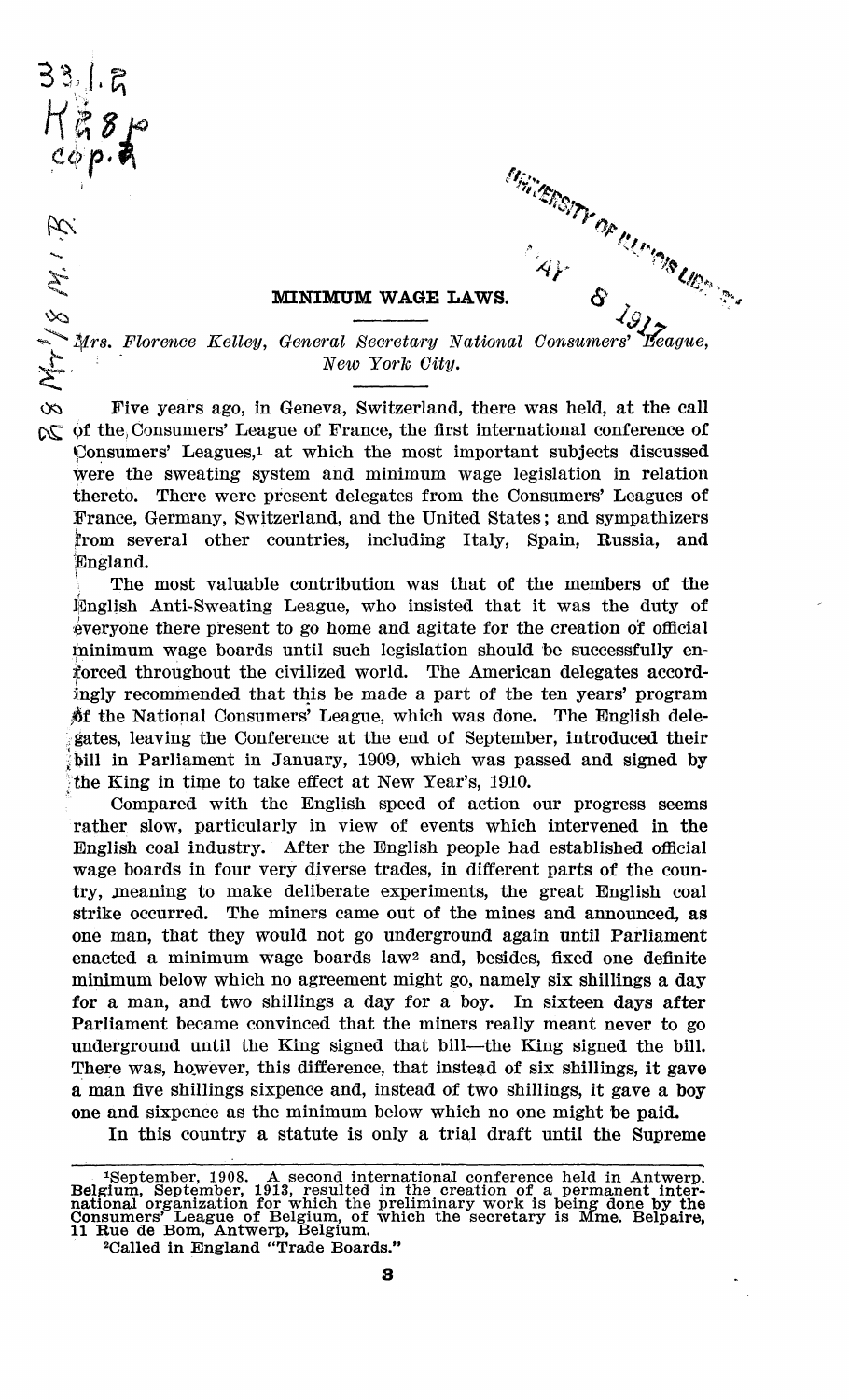# MINIMUM WAGE LAWS.

*Mrs. Florence Kelley, General Secretary National Consumers' League, New York City.*

Five years ago, in Geneva, Switzerland, there was held, at the call of the Consumers' League of France, the first international conference of Consumers' Leagues,[1] at which the most important subjects discussed were the sweating system and minimum wage legislation in relation thereto. There were present delegates from the Consumers' Leagues of France, Germany, Switzerland, and the United States; and sympathizers from several other countries, including Italy, Spain, Russia, and England.

The most valuable contribution was that of the members of the English Anti-Sweating League, who insisted that it was the duty of everyone there present to go home and agitate for the creation of official minimum wage boards until such legislation should be successfully enforced throughout the civilized world. The American delegates accordingly recommended that this be made a part of the ten years' program of the National Consumers' League, which was done. The English delegates, leaving the Conference at the end of September, introduced their bill in Parliament in January, 1909, which was passed and signed by the King in time to take effect at New Year's, 1910.

Compared with the English speed of action our progress seems rather slow, particularly in view of events which intervened in the English coal industry. After the English people had established official wage boards in four very diverse trades, in different parts of the country, meaning to make deliberate experiments, the great English coal strike occurred. The miners came out of the mines and announced, as one man, that they would not go underground again until Parliament enacted a minimum wage boards law[2] and, besides, fixed one definite minimum below which no agreement might go, namely six shillings a day for a man, and two shillings a day for a boy. In sixteen days after Parliament became convinced that the miners really meant never to go underground until the King signed that bill—the King signed the bill. There was, however, this difference, that instead of six shillings, it gave a man five shillings sixpence and, instead of two shillings, it gave a boy one and sixpence as the minimum below which no one might be paid.

In this country a statute is only a trial draft until the Supreme

---

[1]September, 1908. A second international conference held in Antwerp, Belgium, September, 1913, resulted in the creation of a permanent international organization for which the preliminary work is being done by the Consumers' League of Belgium, of which the secretary is Mme. Belpaire, 11 Rue de Bom, Antwerp, Belgium.

[2]Called in England "Trade Boards."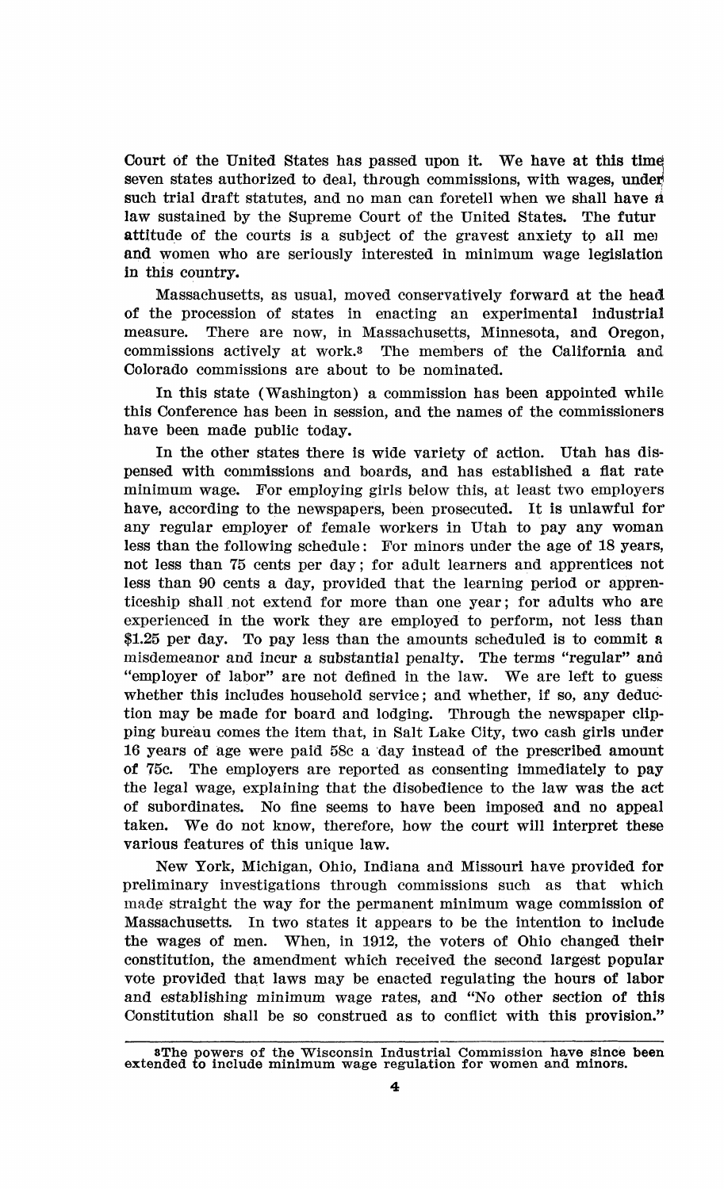Court of the United States has passed upon it. We have at this time seven states authorized to deal, through commissions, with wages, under such trial draft statutes, and no man can foretell when we shall have a law sustained by the Supreme Court of the United States. The futur attitude of the courts is a subject of the gravest anxiety to all mei and women who are seriously interested in minimum wage legislation in this country.

Massachusetts, as usual, moved conservatively forward at the head of the procession of states in enacting an experimental industrial measure. There are now, in Massachusetts, Minnesota, and Oregon, commissions actively at work.[3] The members of the California and Colorado commissions are about to be nominated.

In this state (Washington) a commission has been appointed while this Conference has been in session, and the names of the commissioners have been made public today.

In the other states there is wide variety of action. Utah has dispensed with commissions and boards, and has established a flat rate minimum wage. For employing girls below this, at least two employers have, according to the newspapers, been prosecuted. It is unlawful for any regular employer of female workers in Utah to pay any woman less than the following schedule: For minors under the age of 18 years, not less than 75 cents per day; for adult learners and apprentices not less than 90 cents a day, provided that the learning period or apprenticeship shall not extend for more than one year; for adults who are experienced in the work they are employed to perform, not less than $1.25 per day. To pay less than the amounts scheduled is to commit a misdemeanor and incur a substantial penalty. The terms "regular" and "employer of labor" are not defined in the law. We are left to guess whether this includes household service; and whether, if so, any deduction may be made for board and lodging. Through the newspaper clipping bureau comes the item that, in Salt Lake City, two cash girls under 16 years of age were paid 58c a day instead of the prescribed amount of 75c. The employers are reported as consenting immediately to pay the legal wage, explaining that the disobedience to the law was the act of subordinates. No fine seems to have been imposed and no appeal taken. We do not know, therefore, how the court will interpret these various features of this unique law.

New York, Michigan, Ohio, Indiana and Missouri have provided for preliminary investigations through commissions such as that which made straight the way for the permanent minimum wage commission of Massachusetts. In two states it appears to be the intention to include the wages of men. When, in 1912, the voters of Ohio changed their constitution, the amendment which received the second largest popular vote provided that laws may be enacted regulating the hours of labor and establishing minimum wage rates, and "No other section of this Constitution shall be so construed as to conflict with this provision."

---

[3]The powers of the Wisconsin Industrial Commission have since been extended to include minimum wage regulation for women and minors.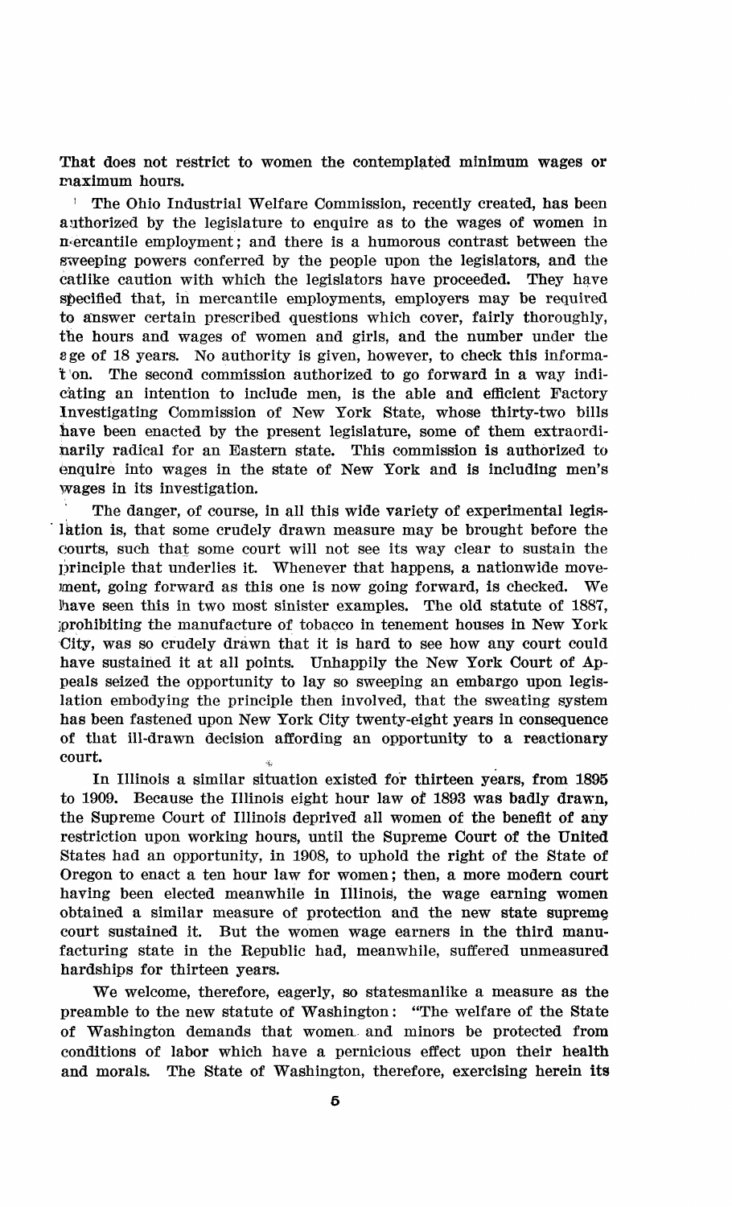That does not restrict to women the contemplated minimum wages or maximum hours.

The Ohio Industrial Welfare Commission, recently created, has been authorized by the legislature to enquire as to the wages of women in mercantile employment; and there is a humorous contrast between the sweeping powers conferred by the people upon the legislators, and the catlike caution with which the legislators have proceeded. They have specified that, in mercantile employments, employers may be required to answer certain prescribed questions which cover, fairly thoroughly, the hours and wages of women and girls, and the number under the age of 18 years. No authority is given, however, to check this information. The second commission authorized to go forward in a way indicating an intention to include men, is the able and efficient Factory Investigating Commission of New York State, whose thirty-two bills have been enacted by the present legislature, some of them extraordinarily radical for an Eastern state. This commission is authorized to enquire into wages in the state of New York and is including men's wages in its investigation.

The danger, of course, in all this wide variety of experimental legislation is, that some crudely drawn measure may be brought before the courts, such that some court will not see its way clear to sustain the principle that underlies it. Whenever that happens, a nationwide movement, going forward as this one is now going forward, is checked. We have seen this in two most sinister examples. The old statute of 1887, prohibiting the manufacture of tobacco in tenement houses in New York City, was so crudely drawn that it is hard to see how any court could have sustained it at all points. Unhappily the New York Court of Appeals seized the opportunity to lay so sweeping an embargo upon legislation embodying the principle then involved, that the sweating system has been fastened upon New York City twenty-eight years in consequence of that ill-drawn decision affording an opportunity to a reactionary court.

In Illinois a similar situation existed for thirteen years, from 1895 to 1909. Because the Illinois eight hour law of 1893 was badly drawn, the Supreme Court of Illinois deprived all women of the benefit of any restriction upon working hours, until the Supreme Court of the United States had an opportunity, in 1908, to uphold the right of the State of Oregon to enact a ten hour law for women; then, a more modern court having been elected meanwhile in Illinois, the wage earning women obtained a similar measure of protection and the new state supreme court sustained it. But the women wage earners in the third manufacturing state in the Republic had, meanwhile, suffered unmeasured hardships for thirteen years.

We welcome, therefore, eagerly, so statesmanlike a measure as the preamble to the new statute of Washington: "The welfare of the State of Washington demands that women and minors be protected from conditions of labor which have a pernicious effect upon their health and morals. The State of Washington, therefore, exercising herein its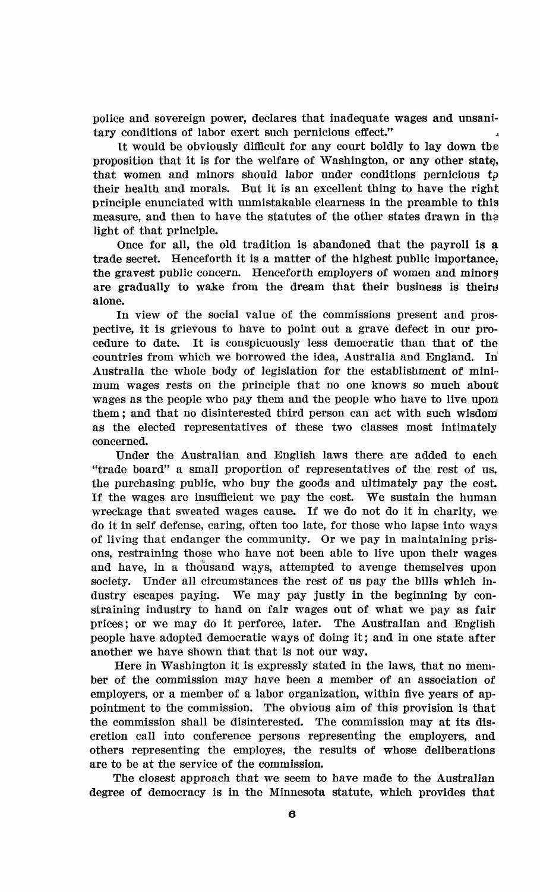police and sovereign power, declares that inadequate wages and unsanitary conditions of labor exert such pernicious effect."

It would be obviously difficult for any court boldly to lay down the proposition that it is for the welfare of Washington, or any other state, that women and minors should labor under conditions pernicious to their health and morals. But it is an excellent thing to have the right principle enunciated with unmistakable clearness in the preamble to this measure, and then to have the statutes of the other states drawn in the light of that principle.

Once for all, the old tradition is abandoned that the payroll is a trade secret. Henceforth it is a matter of the highest public importance, the gravest public concern. Henceforth employers of women and minors are gradually to wake from the dream that their business is theirs alone.

In view of the social value of the commissions present and prospective, it is grievous to have to point out a grave defect in our procedure to date. It is conspicuously less democratic than that of the countries from which we borrowed the idea, Australia and England. In Australia the whole body of legislation for the establishment of minimum wages rests on the principle that no one knows so much about wages as the people who pay them and the people who have to live upon them; and that no disinterested third person can act with such wisdom as the elected representatives of these two classes most intimately concerned.

Under the Australian and English laws there are added to each "trade board" a small proportion of representatives of the rest of us, the purchasing public, who buy the goods and ultimately pay the cost. If the wages are insufficient we pay the cost. We sustain the human wreckage that sweated wages cause. If we do not do it in charity, we do it in self defense, caring, often too late, for those who lapse into ways of living that endanger the community. Or we pay in maintaining prisons, restraining those who have not been able to live upon their wages and have, in a thousand ways, attempted to avenge themselves upon society. Under all circumstances the rest of us pay the bills which industry escapes paying. We may pay justly in the beginning by constraining industry to hand on fair wages out of what we pay as fair prices; or we may do it perforce, later. The Australian and English people have adopted democratic ways of doing it; and in one state after another we have shown that that is not our way.

Here in Washington it is expressly stated in the laws, that no member of the commission may have been a member of an association of employers, or a member of a labor organization, within five years of appointment to the commission. The obvious aim of this provision is that the commission shall be disinterested. The commission may at its discretion call into conference persons representing the employers, and others representing the employes, the results of whose deliberations are to be at the service of the commission.

The closest approach that we seem to have made to the Australian degree of democracy is in the Minnesota statute, which provides that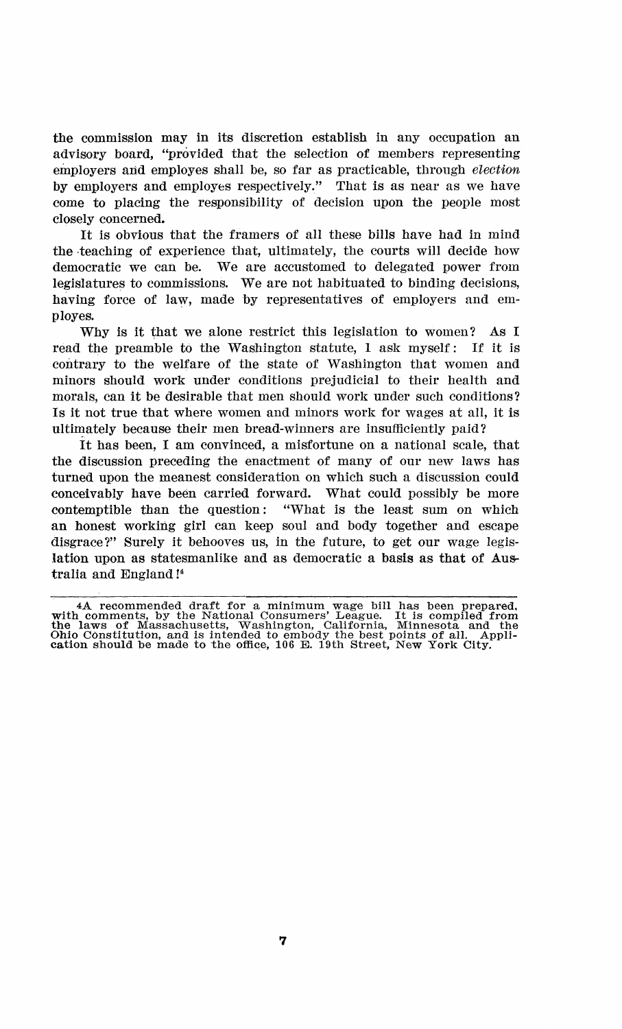the commission may in its discretion establish in any occupation an advisory board, "provided that the selection of members representing employers and employes shall be, so far as practicable, through *election* by employers and employes respectively." That is as near as we have come to placing the responsibility of decision upon the people most closely concerned.

It is obvious that the framers of all these bills have had in mind the teaching of experience that, ultimately, the courts will decide how democratic we can be. We are accustomed to delegated power from legislatures to commissions. We are not habituated to binding decisions, having force of law, made by representatives of employers and employes.

Why is it that we alone restrict this legislation to women? As I read the preamble to the Washington statute, I ask myself: If it is contrary to the welfare of the state of Washington that women and minors should work under conditions prejudicial to their health and morals, can it be desirable that men should work under such conditions? Is it not true that where women and minors work for wages at all, it is ultimately because their men bread-winners are insufficiently paid?

It has been, I am convinced, a misfortune on a national scale, that the discussion preceding the enactment of many of our new laws has turned upon the meanest consideration on which such a discussion could conceivably have been carried forward. What could possibly be more contemptible than the question: "What is the least sum on which an honest working girl can keep soul and body together and escape disgrace?" Surely it behooves us, in the future, to get our wage legislation upon as statesmanlike and as democratic a basis as that of Australia and England![4]

---

4A recommended draft for a minimum wage bill has been prepared, with comments, by the National Consumers' League. It is compiled from the laws of Massachusetts, Washington, California, Minnesota and the Ohio Constitution, and is intended to embody the best points of all. Application should be made to the office, 106 E. 19th Street, New York City.